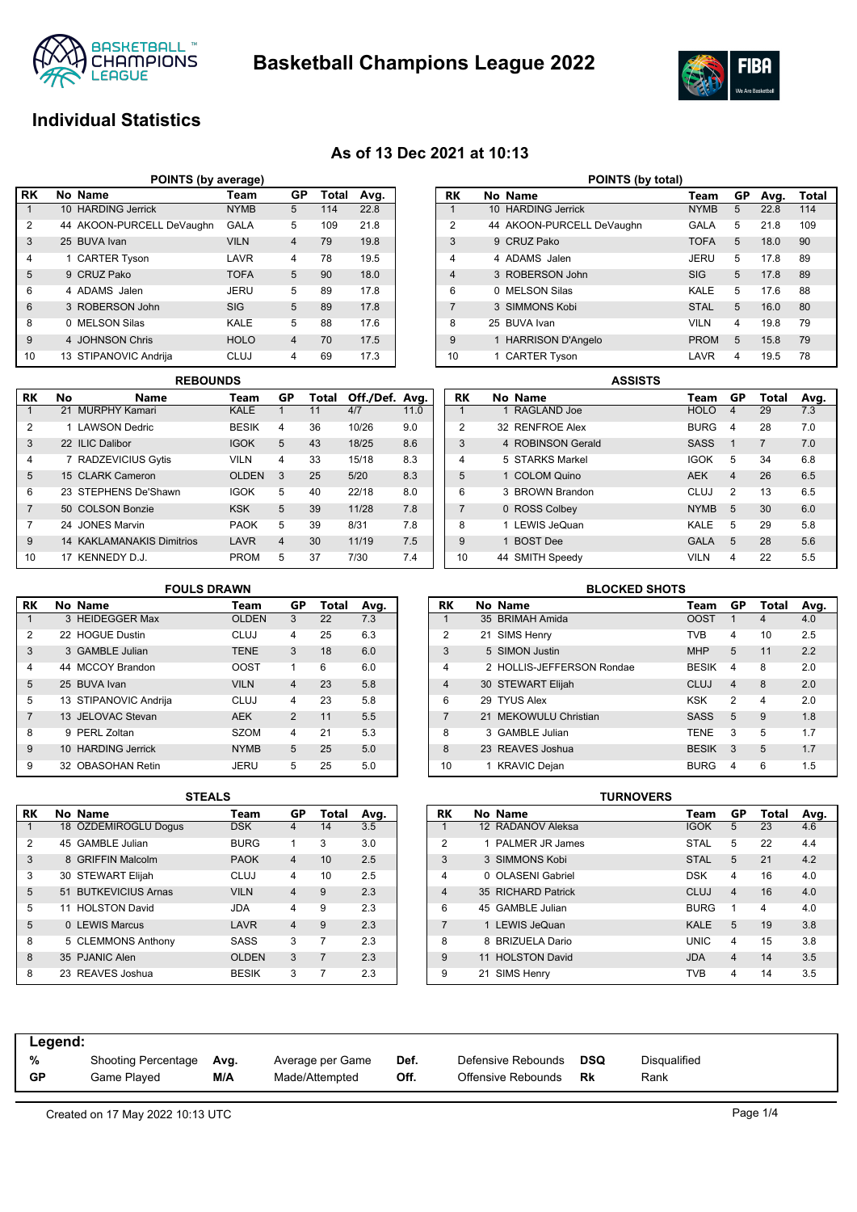# Basketball Champions League 2022

## Individual Statistics

### As of 13 Dec 2021 at 10:13

**POINTS (by average)**

| RK | No | Name | Team | GP | Total | Avg. |
|---|---|---|---|---|---|---|
| 1 | 10 | HARDING Jerrick | NYMB | 5 | 114 | 22.8 |
| 2 | 44 | AKOON-PURCELL DeVaughn | GALA | 5 | 109 | 21.8 |
| 3 | 25 | BUVA Ivan | VILN | 4 | 79 | 19.8 |
| 4 | 1 | CARTER Tyson | LAVR | 4 | 78 | 19.5 |
| 5 | 9 | CRUZ Pako | TOFA | 5 | 90 | 18.0 |
| 6 | 4 | ADAMS Jalen | JERU | 5 | 89 | 17.8 |
| 6 | 3 | ROBERSON John | SIG | 5 | 89 | 17.8 |
| 8 | 0 | MELSON Silas | KALE | 5 | 88 | 17.6 |
| 9 | 4 | JOHNSON Chris | HOLO | 4 | 70 | 17.5 |
| 10 | 13 | STIPANOVIC Andrija | CLUJ | 4 | 69 | 17.3 |

**POINTS (by total)**

| RK | No | Name | Team | GP | Avg. | Total |
|---|---|---|---|---|---|---|
| 1 | 10 | HARDING Jerrick | NYMB | 5 | 22.8 | 114 |
| 2 | 44 | AKOON-PURCELL DeVaughn | GALA | 5 | 21.8 | 109 |
| 3 | 9 | CRUZ Pako | TOFA | 5 | 18.0 | 90 |
| 4 | 4 | ADAMS Jalen | JERU | 5 | 17.8 | 89 |
| 4 | 3 | ROBERSON John | SIG | 5 | 17.8 | 89 |
| 6 | 0 | MELSON Silas | KALE | 5 | 17.6 | 88 |
| 7 | 3 | SIMMONS Kobi | STAL | 5 | 16.0 | 80 |
| 8 | 25 | BUVA Ivan | VILN | 4 | 19.8 | 79 |
| 9 | 1 | HARRISON D'Angelo | PROM | 5 | 15.8 | 79 |
| 10 | 1 | CARTER Tyson | LAVR | 4 | 19.5 | 78 |

**REBOUNDS**

| RK | No | Name | Team | GP | Total | Off./Def. | Avg. |
|---|---|---|---|---|---|---|---|
| 1 | 21 | MURPHY Kamari | KALE | 1 | 11 | 4/7 | 11.0 |
| 2 | 1 | LAWSON Dedric | BESIK | 4 | 36 | 10/26 | 9.0 |
| 3 | 22 | ILIC Dalibor | IGOK | 5 | 43 | 18/25 | 8.6 |
| 4 | 7 | RADZEVICIUS Gytis | VILN | 4 | 33 | 15/18 | 8.3 |
| 5 | 15 | CLARK Cameron | OLDEN | 3 | 25 | 5/20 | 8.3 |
| 6 | 23 | STEPHENS De'Shawn | IGOK | 5 | 40 | 22/18 | 8.0 |
| 7 | 50 | COLSON Bonzie | KSK | 5 | 39 | 11/28 | 7.8 |
| 7 | 24 | JONES Marvin | PAOK | 5 | 39 | 8/31 | 7.8 |
| 9 | 14 | KAKLAMANAKIS Dimitrios | LAVR | 4 | 30 | 11/19 | 7.5 |
| 10 | 17 | KENNEDY D.J. | PROM | 5 | 37 | 7/30 | 7.4 |

**ASSISTS**

| RK | No | Name | Team | GP | Total | Avg. |
|---|---|---|---|---|---|---|
| 1 | 1 | RAGLAND Joe | HOLO | 4 | 29 | 7.3 |
| 2 | 32 | RENFROE Alex | BURG | 4 | 28 | 7.0 |
| 3 | 4 | ROBINSON Gerald | SASS | 1 | 7 | 7.0 |
| 4 | 5 | STARKS Markel | IGOK | 5 | 34 | 6.8 |
| 5 | 1 | COLOM Quino | AEK | 4 | 26 | 6.5 |
| 6 | 3 | BROWN Brandon | CLUJ | 2 | 13 | 6.5 |
| 7 | 0 | ROSS Colbey | NYMB | 5 | 30 | 6.0 |
| 8 | 1 | LEWIS JeQuan | KALE | 5 | 29 | 5.8 |
| 9 | 1 | BOST Dee | GALA | 5 | 28 | 5.6 |
| 10 | 44 | SMITH Speedy | VILN | 4 | 22 | 5.5 |

**FOULS DRAWN**

| RK | No | Name | Team | GP | Total | Avg. |
|---|---|---|---|---|---|---|
| 1 | 3 | HEIDEGGER Max | OLDEN | 3 | 22 | 7.3 |
| 2 | 22 | HOGUE Dustin | CLUJ | 4 | 25 | 6.3 |
| 3 | 3 | GAMBLE Julian | TENE | 3 | 18 | 6.0 |
| 4 | 44 | MCCOY Brandon | OOST | 1 | 6 | 6.0 |
| 5 | 25 | BUVA Ivan | VILN | 4 | 23 | 5.8 |
| 5 | 13 | STIPANOVIC Andrija | CLUJ | 4 | 23 | 5.8 |
| 7 | 13 | JELOVAC Stevan | AEK | 2 | 11 | 5.5 |
| 8 | 9 | PERL Zoltan | SZOM | 4 | 21 | 5.3 |
| 9 | 10 | HARDING Jerrick | NYMB | 5 | 25 | 5.0 |
| 9 | 32 | OBASOHAN Retin | JERU | 5 | 25 | 5.0 |

**BLOCKED SHOTS**

| RK | No | Name | Team | GP | Total | Avg. |
|---|---|---|---|---|---|---|
| 1 | 35 | BRIMAH Amida | OOST | 1 | 4 | 4.0 |
| 2 | 21 | SIMS Henry | TVB | 4 | 10 | 2.5 |
| 3 | 5 | SIMON Justin | MHP | 5 | 11 | 2.2 |
| 4 | 2 | HOLLIS-JEFFERSON Rondae | BESIK | 4 | 8 | 2.0 |
| 4 | 30 | STEWART Elijah | CLUJ | 4 | 8 | 2.0 |
| 6 | 29 | TYUS Alex | KSK | 2 | 4 | 2.0 |
| 7 | 21 | MEKOWULU Christian | SASS | 5 | 9 | 1.8 |
| 8 | 3 | GAMBLE Julian | TENE | 3 | 5 | 1.7 |
| 8 | 23 | REAVES Joshua | BESIK | 3 | 5 | 1.7 |
| 10 | 1 | KRAVIC Dejan | BURG | 4 | 6 | 1.5 |

**STEALS**

| RK | No | Name | Team | GP | Total | Avg. |
|---|---|---|---|---|---|---|
| 1 | 18 | ÖZDEMIROGLU Dogus | DSK | 4 | 14 | 3.5 |
| 2 | 45 | GAMBLE Julian | BURG | 1 | 3 | 3.0 |
| 3 | 8 | GRIFFIN Malcolm | PAOK | 4 | 10 | 2.5 |
| 3 | 30 | STEWART Elijah | CLUJ | 4 | 10 | 2.5 |
| 5 | 51 | BUTKEVICIUS Arnas | VILN | 4 | 9 | 2.3 |
| 5 | 11 | HOLSTON David | JDA | 4 | 9 | 2.3 |
| 5 | 0 | LEWIS Marcus | LAVR | 4 | 9 | 2.3 |
| 8 | 5 | CLEMMONS Anthony | SASS | 3 | 7 | 2.3 |
| 8 | 35 | PJANIC Alen | OLDEN | 3 | 7 | 2.3 |
| 8 | 23 | REAVES Joshua | BESIK | 3 | 7 | 2.3 |

**TURNOVERS**

| RK | No | Name | Team | GP | Total | Avg. |
|---|---|---|---|---|---|---|
| 1 | 12 | RADANOV Aleksa | IGOK | 5 | 23 | 4.6 |
| 2 | 1 | PALMER JR James | STAL | 5 | 22 | 4.4 |
| 3 | 3 | SIMMONS Kobi | STAL | 5 | 21 | 4.2 |
| 4 | 0 | OLASENI Gabriel | DSK | 4 | 16 | 4.0 |
| 4 | 35 | RICHARD Patrick | CLUJ | 4 | 16 | 4.0 |
| 6 | 45 | GAMBLE Julian | BURG | 1 | 4 | 4.0 |
| 7 | 1 | LEWIS JeQuan | KALE | 5 | 19 | 3.8 |
| 8 | 8 | BRIZUELA Dario | UNIC | 4 | 15 | 3.8 |
| 9 | 11 | HOLSTON David | JDA | 4 | 14 | 3.5 |
| 9 | 21 | SIMS Henry | TVB | 4 | 14 | 3.5 |

**Legend:**

| | | | | | | | |
|---|---|---|---|---|---|---|---|
| % | Shooting Percentage | Avg. | Average per Game | Def. | Defensive Rebounds | DSQ | Disqualified |
| GP | Game Played | M/A | Made/Attempted | Off. | Offensive Rebounds | Rk | Rank |

Created on 17 May 2022 10:13 UTC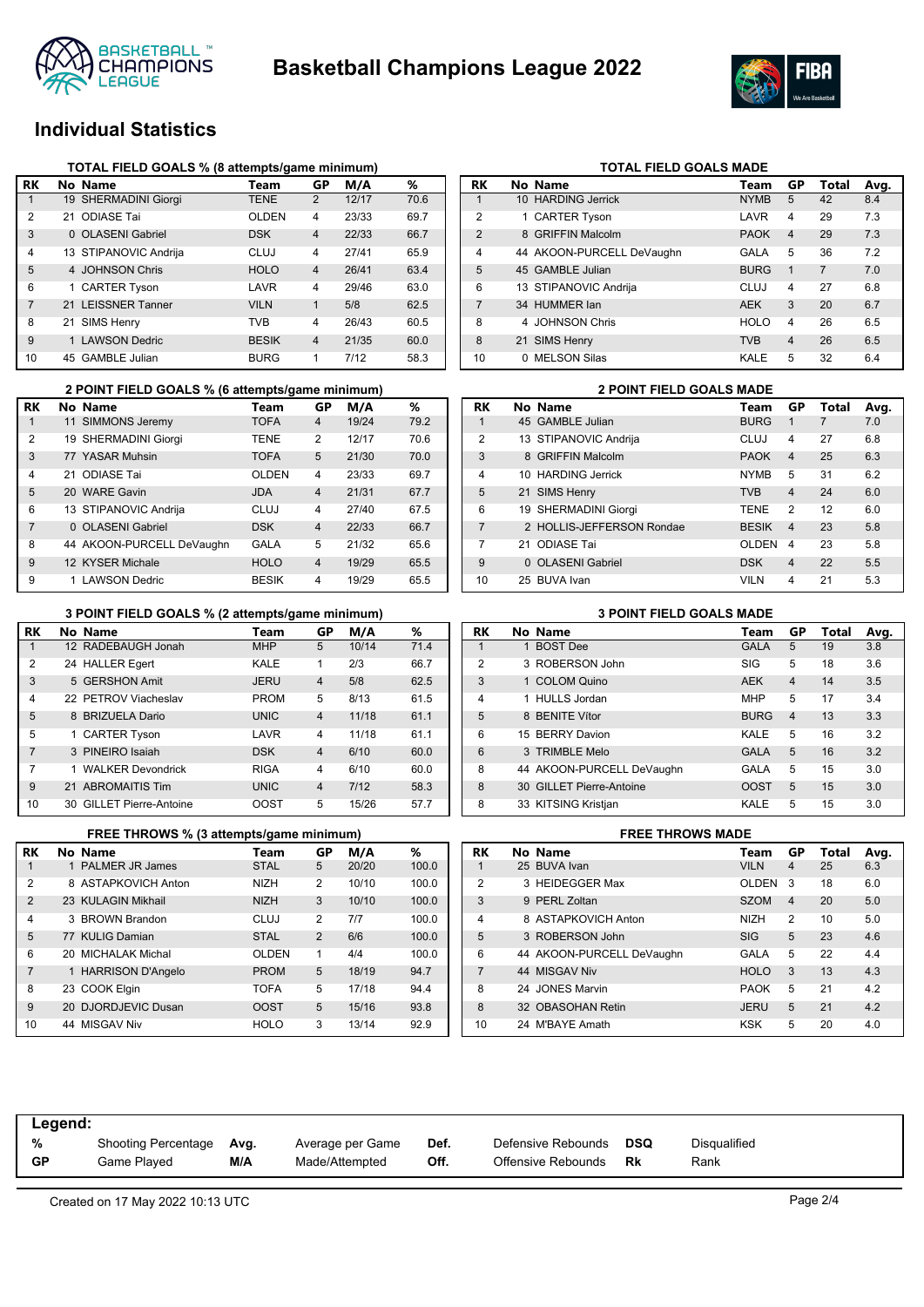# Basketball Champions League 2022

## Individual Statistics

### TOTAL FIELD GOALS % (8 attempts/game minimum)

| RK | No | Name | Team | GP | M/A | % |
|---|---|---|---|---|---|---|
| 1 | 19 | SHERMADINI Giorgi | TENE | 2 | 12/17 | 70.6 |
| 2 | 21 | ODIASE Tai | OLDEN | 4 | 23/33 | 69.7 |
| 3 | 0 | OLASENI Gabriel | DSK | 4 | 22/33 | 66.7 |
| 4 | 13 | STIPANOVIC Andrija | CLUJ | 4 | 27/41 | 65.9 |
| 5 | 4 | JOHNSON Chris | HOLO | 4 | 26/41 | 63.4 |
| 6 | 1 | CARTER Tyson | LAVR | 4 | 29/46 | 63.0 |
| 7 | 21 | LEISSNER Tanner | VILN | 1 | 5/8 | 62.5 |
| 8 | 21 | SIMS Henry | TVB | 4 | 26/43 | 60.5 |
| 9 | 1 | LAWSON Dedric | BESIK | 4 | 21/35 | 60.0 |
| 10 | 45 | GAMBLE Julian | BURG | 1 | 7/12 | 58.3 |

### TOTAL FIELD GOALS MADE

| RK | No | Name | Team | GP | Total | Avg. |
|---|---|---|---|---|---|---|
| 1 | 10 | HARDING Jerrick | NYMB | 5 | 42 | 8.4 |
| 2 | 1 | CARTER Tyson | LAVR | 4 | 29 | 7.3 |
| 2 | 8 | GRIFFIN Malcolm | PAOK | 4 | 29 | 7.3 |
| 4 | 44 | AKOON-PURCELL DeVaughn | GALA | 5 | 36 | 7.2 |
| 5 | 45 | GAMBLE Julian | BURG | 1 | 7 | 7.0 |
| 6 | 13 | STIPANOVIC Andrija | CLUJ | 4 | 27 | 6.8 |
| 7 | 34 | HUMMER Ian | AEK | 3 | 20 | 6.7 |
| 8 | 4 | JOHNSON Chris | HOLO | 4 | 26 | 6.5 |
| 8 | 21 | SIMS Henry | TVB | 4 | 26 | 6.5 |
| 10 | 0 | MELSON Silas | KALE | 5 | 32 | 6.4 |

### 2 POINT FIELD GOALS % (6 attempts/game minimum)

| RK | No | Name | Team | GP | M/A | % |
|---|---|---|---|---|---|---|
| 1 | 11 | SIMMONS Jeremy | TOFA | 4 | 19/24 | 79.2 |
| 2 | 19 | SHERMADINI Giorgi | TENE | 2 | 12/17 | 70.6 |
| 3 | 77 | YASAR Muhsin | TOFA | 5 | 21/30 | 70.0 |
| 4 | 21 | ODIASE Tai | OLDEN | 4 | 23/33 | 69.7 |
| 5 | 20 | WARE Gavin | JDA | 4 | 21/31 | 67.7 |
| 6 | 13 | STIPANOVIC Andrija | CLUJ | 4 | 27/40 | 67.5 |
| 7 | 0 | OLASENI Gabriel | DSK | 4 | 22/33 | 66.7 |
| 8 | 44 | AKOON-PURCELL DeVaughn | GALA | 5 | 21/32 | 65.6 |
| 9 | 12 | KYSER Michale | HOLO | 4 | 19/29 | 65.5 |
| 9 | 1 | LAWSON Dedric | BESIK | 4 | 19/29 | 65.5 |

### 2 POINT FIELD GOALS MADE

| RK | No | Name | Team | GP | Total | Avg. |
|---|---|---|---|---|---|---|
| 1 | 45 | GAMBLE Julian | BURG | 1 | 7 | 7.0 |
| 2 | 13 | STIPANOVIC Andrija | CLUJ | 4 | 27 | 6.8 |
| 3 | 8 | GRIFFIN Malcolm | PAOK | 4 | 25 | 6.3 |
| 4 | 10 | HARDING Jerrick | NYMB | 5 | 31 | 6.2 |
| 5 | 21 | SIMS Henry | TVB | 4 | 24 | 6.0 |
| 6 | 19 | SHERMADINI Giorgi | TENE | 2 | 12 | 6.0 |
| 7 | 2 | HOLLIS-JEFFERSON Rondae | BESIK | 4 | 23 | 5.8 |
| 7 | 21 | ODIASE Tai | OLDEN | 4 | 23 | 5.8 |
| 9 | 0 | OLASENI Gabriel | DSK | 4 | 22 | 5.5 |
| 10 | 25 | BUVA Ivan | VILN | 4 | 21 | 5.3 |

### 3 POINT FIELD GOALS % (2 attempts/game minimum)

| RK | No | Name | Team | GP | M/A | % |
|---|---|---|---|---|---|---|
| 1 | 12 | RADEBAUGH Jonah | MHP | 5 | 10/14 | 71.4 |
| 2 | 24 | HALLER Egert | KALE | 1 | 2/3 | 66.7 |
| 3 | 5 | GERSHON Amit | JERU | 4 | 5/8 | 62.5 |
| 4 | 22 | PETROV Viacheslav | PROM | 5 | 8/13 | 61.5 |
| 5 | 8 | BRIZUELA Dario | UNIC | 4 | 11/18 | 61.1 |
| 5 | 1 | CARTER Tyson | LAVR | 4 | 11/18 | 61.1 |
| 7 | 3 | PINEIRO Isaiah | DSK | 4 | 6/10 | 60.0 |
| 7 | 1 | WALKER Devondrick | RIGA | 4 | 6/10 | 60.0 |
| 9 | 21 | ABROMAITIS Tim | UNIC | 4 | 7/12 | 58.3 |
| 10 | 30 | GILLET Pierre-Antoine | OOST | 5 | 15/26 | 57.7 |

### 3 POINT FIELD GOALS MADE

| RK | No | Name | Team | GP | Total | Avg. |
|---|---|---|---|---|---|---|
| 1 | 1 | BOST Dee | GALA | 5 | 19 | 3.8 |
| 2 | 3 | ROBERSON John | SIG | 5 | 18 | 3.6 |
| 3 | 1 | COLOM Quino | AEK | 4 | 14 | 3.5 |
| 4 | 1 | HULLS Jordan | MHP | 5 | 17 | 3.4 |
| 5 | 8 | BENITE Vítor | BURG | 4 | 13 | 3.3 |
| 6 | 15 | BERRY Davion | KALE | 5 | 16 | 3.2 |
| 6 | 3 | TRIMBLE Melo | GALA | 5 | 16 | 3.2 |
| 8 | 44 | AKOON-PURCELL DeVaughn | GALA | 5 | 15 | 3.0 |
| 8 | 30 | GILLET Pierre-Antoine | OOST | 5 | 15 | 3.0 |
| 8 | 33 | KITSING Kristjan | KALE | 5 | 15 | 3.0 |

### FREE THROWS % (3 attempts/game minimum)

| RK | No | Name | Team | GP | M/A | % |
|---|---|---|---|---|---|---|
| 1 | 1 | PALMER JR James | STAL | 5 | 20/20 | 100.0 |
| 2 | 8 | ASTAPKOVICH Anton | NIZH | 2 | 10/10 | 100.0 |
| 2 | 23 | KULAGIN Mikhail | NIZH | 3 | 10/10 | 100.0 |
| 4 | 3 | BROWN Brandon | CLUJ | 2 | 7/7 | 100.0 |
| 5 | 77 | KULIG Damian | STAL | 2 | 6/6 | 100.0 |
| 6 | 20 | MICHALAK Michal | OLDEN | 1 | 4/4 | 100.0 |
| 7 | 1 | HARRISON D'Angelo | PROM | 5 | 18/19 | 94.7 |
| 8 | 23 | COOK Elgin | TOFA | 5 | 17/18 | 94.4 |
| 9 | 20 | DJORDJEVIC Dusan | OOST | 5 | 15/16 | 93.8 |
| 10 | 44 | MISGAV Niv | HOLO | 3 | 13/14 | 92.9 |

### FREE THROWS MADE

| RK | No | Name | Team | GP | Total | Avg. |
|---|---|---|---|---|---|---|
| 1 | 25 | BUVA Ivan | VILN | 4 | 25 | 6.3 |
| 2 | 3 | HEIDEGGER Max | OLDEN | 3 | 18 | 6.0 |
| 3 | 9 | PERL Zoltan | SZOM | 4 | 20 | 5.0 |
| 4 | 8 | ASTAPKOVICH Anton | NIZH | 2 | 10 | 5.0 |
| 5 | 3 | ROBERSON John | SIG | 5 | 23 | 4.6 |
| 6 | 44 | AKOON-PURCELL DeVaughn | GALA | 5 | 22 | 4.4 |
| 7 | 44 | MISGAV Niv | HOLO | 3 | 13 | 4.3 |
| 8 | 24 | JONES Marvin | PAOK | 5 | 21 | 4.2 |
| 8 | 32 | OBASOHAN Retin | JERU | 5 | 21 | 4.2 |
| 10 | 24 | M'BAYE Amath | KSK | 5 | 20 | 4.0 |

**Legend:**

| | | | | | | | |
|---|---|---|---|---|---|---|---|
| % | Shooting Percentage | Avg. | Average per Game | Def. | Defensive Rebounds | DSQ | Disqualified |
| GP | Game Played | M/A | Made/Attempted | Off. | Offensive Rebounds | Rk | Rank |

Created on 17 May 2022 10:13 UTC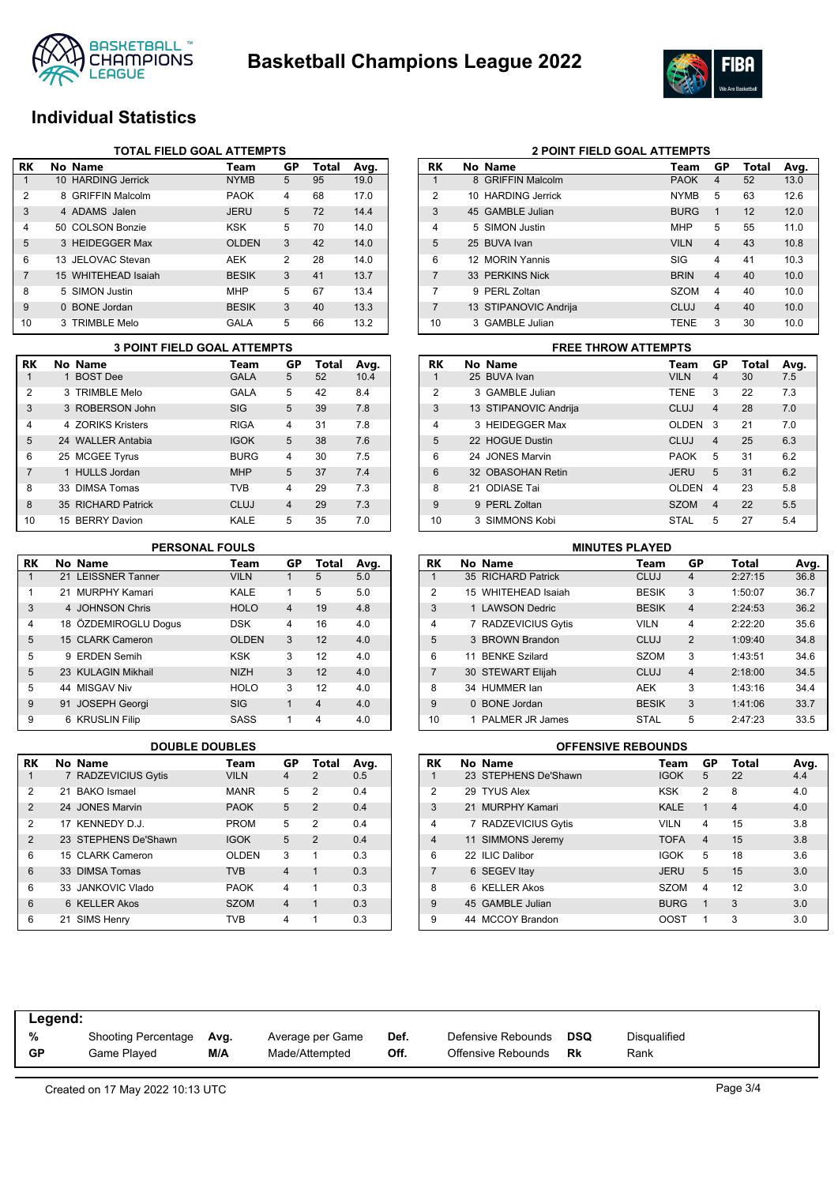# Basketball Champions League 2022

## Individual Statistics

### TOTAL FIELD GOAL ATTEMPTS

| RK | No | Name | Team | GP | Total | Avg. |
|---|---|---|---|---|---|---|
| 1 | 10 | HARDING Jerrick | NYMB | 5 | 95 | 19.0 |
| 2 | 8 | GRIFFIN Malcolm | PAOK | 4 | 68 | 17.0 |
| 3 | 4 | ADAMS Jalen | JERU | 5 | 72 | 14.4 |
| 4 | 50 | COLSON Bonzie | KSK | 5 | 70 | 14.0 |
| 5 | 3 | HEIDEGGER Max | OLDEN | 3 | 42 | 14.0 |
| 6 | 13 | JELOVAC Stevan | AEK | 2 | 28 | 14.0 |
| 7 | 15 | WHITEHEAD Isaiah | BESIK | 3 | 41 | 13.7 |
| 8 | 5 | SIMON Justin | MHP | 5 | 67 | 13.4 |
| 9 | 0 | BONE Jordan | BESIK | 3 | 40 | 13.3 |
| 10 | 3 | TRIMBLE Melo | GALA | 5 | 66 | 13.2 |

### 2 POINT FIELD GOAL ATTEMPTS

| RK | No | Name | Team | GP | Total | Avg. |
|---|---|---|---|---|---|---|
| 1 | 8 | GRIFFIN Malcolm | PAOK | 4 | 52 | 13.0 |
| 2 | 10 | HARDING Jerrick | NYMB | 5 | 63 | 12.6 |
| 3 | 45 | GAMBLE Julian | BURG | 1 | 12 | 12.0 |
| 4 | 5 | SIMON Justin | MHP | 5 | 55 | 11.0 |
| 5 | 25 | BUVA Ivan | VILN | 4 | 43 | 10.8 |
| 6 | 12 | MORIN Yannis | SIG | 4 | 41 | 10.3 |
| 7 | 33 | PERKINS Nick | BRIN | 4 | 40 | 10.0 |
| 7 | 9 | PERL Zoltan | SZOM | 4 | 40 | 10.0 |
| 7 | 13 | STIPANOVIC Andrija | CLUJ | 4 | 40 | 10.0 |
| 10 | 3 | GAMBLE Julian | TENE | 3 | 30 | 10.0 |

### 3 POINT FIELD GOAL ATTEMPTS

| RK | No | Name | Team | GP | Total | Avg. |
|---|---|---|---|---|---|---|
| 1 | 1 | BOST Dee | GALA | 5 | 52 | 10.4 |
| 2 | 3 | TRIMBLE Melo | GALA | 5 | 42 | 8.4 |
| 3 | 3 | ROBERSON John | SIG | 5 | 39 | 7.8 |
| 4 | 4 | ZORIKS Kristers | RIGA | 4 | 31 | 7.8 |
| 5 | 24 | WALLER Antabia | IGOK | 5 | 38 | 7.6 |
| 6 | 25 | MCGEE Tyrus | BURG | 4 | 30 | 7.5 |
| 7 | 1 | HULLS Jordan | MHP | 5 | 37 | 7.4 |
| 8 | 33 | DIMSA Tomas | TVB | 4 | 29 | 7.3 |
| 8 | 35 | RICHARD Patrick | CLUJ | 4 | 29 | 7.3 |
| 10 | 15 | BERRY Davion | KALE | 5 | 35 | 7.0 |

### FREE THROW ATTEMPTS

| RK | No | Name | Team | GP | Total | Avg. |
|---|---|---|---|---|---|---|
| 1 | 25 | BUVA Ivan | VILN | 4 | 30 | 7.5 |
| 2 | 3 | GAMBLE Julian | TENE | 3 | 22 | 7.3 |
| 3 | 13 | STIPANOVIC Andrija | CLUJ | 4 | 28 | 7.0 |
| 4 | 3 | HEIDEGGER Max | OLDEN | 3 | 21 | 7.0 |
| 5 | 22 | HOGUE Dustin | CLUJ | 4 | 25 | 6.3 |
| 6 | 24 | JONES Marvin | PAOK | 5 | 31 | 6.2 |
| 6 | 32 | OBASOHAN Retin | JERU | 5 | 31 | 6.2 |
| 8 | 21 | ODIASE Tai | OLDEN | 4 | 23 | 5.8 |
| 9 | 9 | PERL Zoltan | SZOM | 4 | 22 | 5.5 |
| 10 | 3 | SIMMONS Kobi | STAL | 5 | 27 | 5.4 |

### PERSONAL FOULS

| RK | No | Name | Team | GP | Total | Avg. |
|---|---|---|---|---|---|---|
| 1 | 21 | LEISSNER Tanner | VILN | 1 | 5 | 5.0 |
| 1 | 21 | MURPHY Kamari | KALE | 1 | 5 | 5.0 |
| 3 | 4 | JOHNSON Chris | HOLO | 4 | 19 | 4.8 |
| 4 | 18 | ÖZDEMIROGLU Dogus | DSK | 4 | 16 | 4.0 |
| 5 | 15 | CLARK Cameron | OLDEN | 3 | 12 | 4.0 |
| 5 | 9 | ERDEN Semih | KSK | 3 | 12 | 4.0 |
| 5 | 23 | KULAGIN Mikhail | NIZH | 3 | 12 | 4.0 |
| 5 | 44 | MISGAV Niv | HOLO | 3 | 12 | 4.0 |
| 9 | 91 | JOSEPH Georgi | SIG | 1 | 4 | 4.0 |
| 9 | 6 | KRUSLIN Filip | SASS | 1 | 4 | 4.0 |

### MINUTES PLAYED

| RK | No | Name | Team | GP | Total | Avg. |
|---|---|---|---|---|---|---|
| 1 | 35 | RICHARD Patrick | CLUJ | 4 | 2:27:15 | 36.8 |
| 2 | 15 | WHITEHEAD Isaiah | BESIK | 3 | 1:50:07 | 36.7 |
| 3 | 1 | LAWSON Dedric | BESIK | 4 | 2:24:53 | 36.2 |
| 4 | 7 | RADZEVICIUS Gytis | VILN | 4 | 2:22:20 | 35.6 |
| 5 | 3 | BROWN Brandon | CLUJ | 2 | 1:09:40 | 34.8 |
| 6 | 11 | BENKE Szilard | SZOM | 3 | 1:43:51 | 34.6 |
| 7 | 30 | STEWART Elijah | CLUJ | 4 | 2:18:00 | 34.5 |
| 8 | 34 | HUMMER Ian | AEK | 3 | 1:43:16 | 34.4 |
| 9 | 0 | BONE Jordan | BESIK | 3 | 1:41:06 | 33.7 |
| 10 | 1 | PALMER JR James | STAL | 5 | 2:47:23 | 33.5 |

### DOUBLE DOUBLES

| RK | No | Name | Team | GP | Total | Avg. |
|---|---|---|---|---|---|---|
| 1 | 7 | RADZEVICIUS Gytis | VILN | 4 | 2 | 0.5 |
| 2 | 21 | BAKO Ismael | MANR | 5 | 2 | 0.4 |
| 2 | 24 | JONES Marvin | PAOK | 5 | 2 | 0.4 |
| 2 | 17 | KENNEDY D.J. | PROM | 5 | 2 | 0.4 |
| 2 | 23 | STEPHENS De'Shawn | IGOK | 5 | 2 | 0.4 |
| 6 | 15 | CLARK Cameron | OLDEN | 3 | 1 | 0.3 |
| 6 | 33 | DIMSA Tomas | TVB | 4 | 1 | 0.3 |
| 6 | 33 | JANKOVIC Vlado | PAOK | 4 | 1 | 0.3 |
| 6 | 6 | KELLER Akos | SZOM | 4 | 1 | 0.3 |
| 6 | 21 | SIMS Henry | TVB | 4 | 1 | 0.3 |

### OFFENSIVE REBOUNDS

| RK | No | Name | Team | GP | Total | Avg. |
|---|---|---|---|---|---|---|
| 1 | 23 | STEPHENS De'Shawn | IGOK | 5 | 22 | 4.4 |
| 2 | 29 | TYUS Alex | KSK | 2 | 8 | 4.0 |
| 2 | 21 | MURPHY Kamari | KALE | 1 | 4 | 4.0 |
| 4 | 7 | RADZEVICIUS Gytis | VILN | 4 | 15 | 3.8 |
| 4 | 11 | SIMMONS Jeremy | TOFA | 4 | 15 | 3.8 |
| 6 | 22 | ILIC Dalibor | IGOK | 5 | 18 | 3.6 |
| 7 | 6 | SEGEV Itay | JERU | 5 | 15 | 3.0 |
| 8 | 6 | KELLER Akos | SZOM | 4 | 12 | 3.0 |
| 9 | 45 | GAMBLE Julian | BURG | 1 | 3 | 3.0 |
| 9 | 44 | MCCOY Brandon | OOST | 1 | 3 | 3.0 |

**Legend:**

| | | | | | | | |
|---|---|---|---|---|---|---|---|
| **%** | Shooting Percentage | **Avg.** | Average per Game | **Def.** | Defensive Rebounds | **DSQ** | Disqualified |
| **GP** | Game Played | **M/A** | Made/Attempted | **Off.** | Offensive Rebounds | **Rk** | Rank |

Created on 17 May 2022 10:13 UTC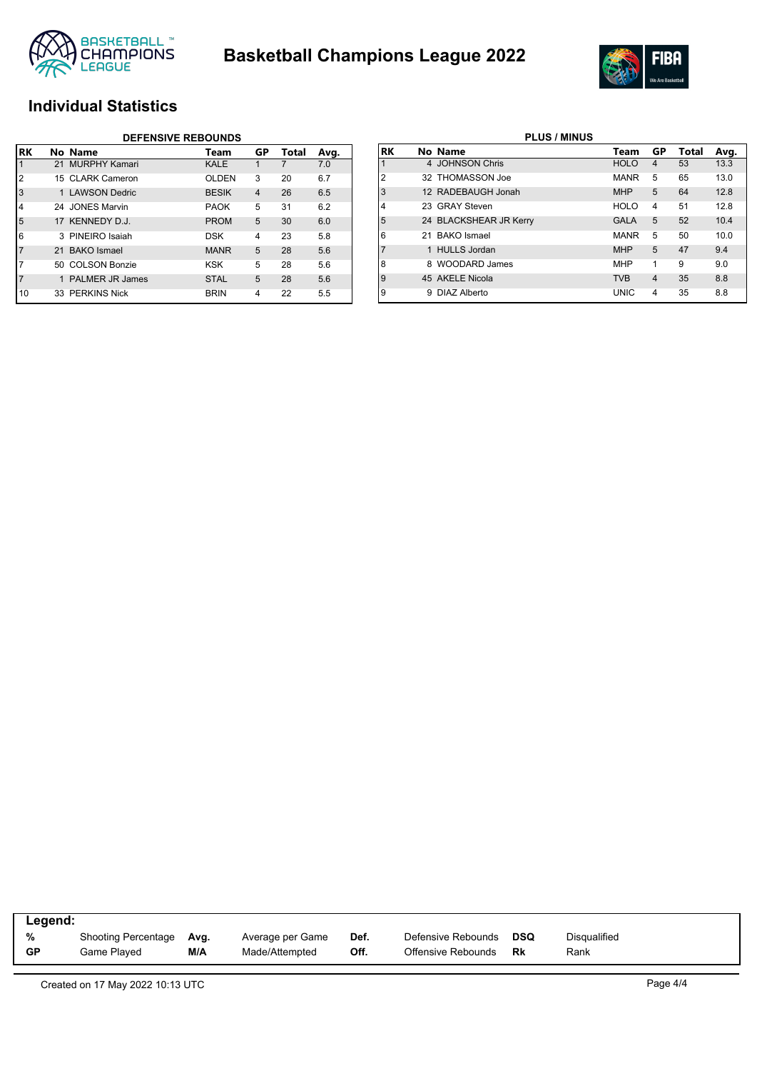# Basketball Champions League 2022

## Individual Statistics

### DEFENSIVE REBOUNDS

| RK | No | Name | Team | GP | Total | Avg. |
|---|---|---|---|---|---|---|
| 1 | 21 | MURPHY Kamari | KALE | 1 | 7 | 7.0 |
| 2 | 15 | CLARK Cameron | OLDEN | 3 | 20 | 6.7 |
| 3 | 1 | LAWSON Dedric | BESIK | 4 | 26 | 6.5 |
| 4 | 24 | JONES Marvin | PAOK | 5 | 31 | 6.2 |
| 5 | 17 | KENNEDY D.J. | PROM | 5 | 30 | 6.0 |
| 6 | 3 | PINEIRO Isaiah | DSK | 4 | 23 | 5.8 |
| 7 | 21 | BAKO Ismael | MANR | 5 | 28 | 5.6 |
| 7 | 50 | COLSON Bonzie | KSK | 5 | 28 | 5.6 |
| 7 | 1 | PALMER JR James | STAL | 5 | 28 | 5.6 |
| 10 | 33 | PERKINS Nick | BRIN | 4 | 22 | 5.5 |

### PLUS / MINUS

| RK | No | Name | Team | GP | Total | Avg. |
|---|---|---|---|---|---|---|
| 1 | 4 | JOHNSON Chris | HOLO | 4 | 53 | 13.3 |
| 2 | 32 | THOMASSON Joe | MANR | 5 | 65 | 13.0 |
| 3 | 12 | RADEBAUGH Jonah | MHP | 5 | 64 | 12.8 |
| 4 | 23 | GRAY Steven | HOLO | 4 | 51 | 12.8 |
| 5 | 24 | BLACKSHEAR JR Kerry | GALA | 5 | 52 | 10.4 |
| 6 | 21 | BAKO Ismael | MANR | 5 | 50 | 10.0 |
| 7 | 1 | HULLS Jordan | MHP | 5 | 47 | 9.4 |
| 8 | 8 | WOODARD James | MHP | 1 | 9 | 9.0 |
| 9 | 45 | AKELE Nicola | TVB | 4 | 35 | 8.8 |
| 9 | 9 | DIAZ Alberto | UNIC | 4 | 35 | 8.8 |

**Legend:**

| | | | | | | | |
|---|---|---|---|---|---|---|---|
| **%** | Shooting Percentage | **Avg.** | Average per Game | **Def.** | Defensive Rebounds | **DSQ** | Disqualified |
| **GP** | Game Played | **M/A** | Made/Attempted | **Off.** | Offensive Rebounds | **Rk** | Rank |

Created on 17 May 2022 10:13 UTC